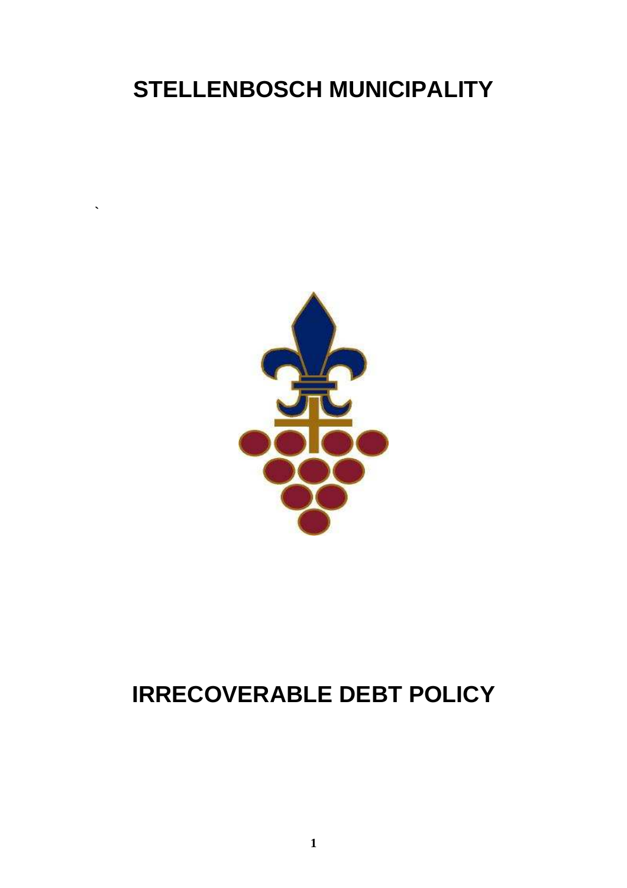# STELLENBOSCH MUNICIPALITY

`

# IRRECOVERABLE DEBT POLICY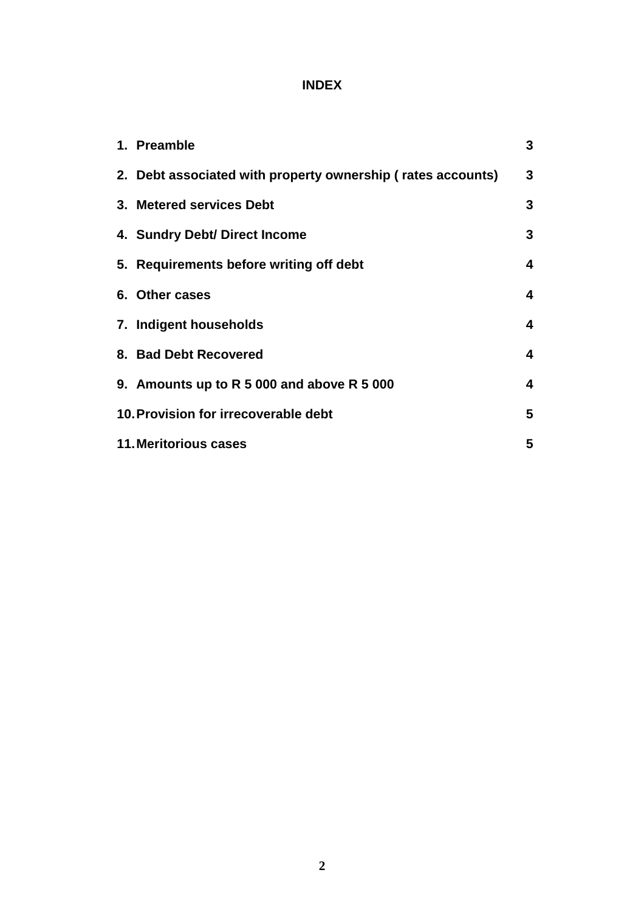**INDEX**

| | | |
|---|---|---|
| 1. | **Preamble** | **3** |
| 2. | **Debt associated with property ownership ( rates accounts)** | **3** |
| 3. | **Metered services Debt** | **3** |
| 4. | **Sundry Debt/ Direct Income** | **3** |
| 5. | **Requirements before writing off debt** | **4** |
| 6. | **Other cases** | **4** |
| 7. | **Indigent households** | **4** |
| 8. | **Bad Debt Recovered** | **4** |
| 9. | **Amounts up to R 5 000 and above R 5 000** | **4** |
| 10. | **Provision for irrecoverable debt** | **5** |
| 11. | **Meritorious cases** | **5** |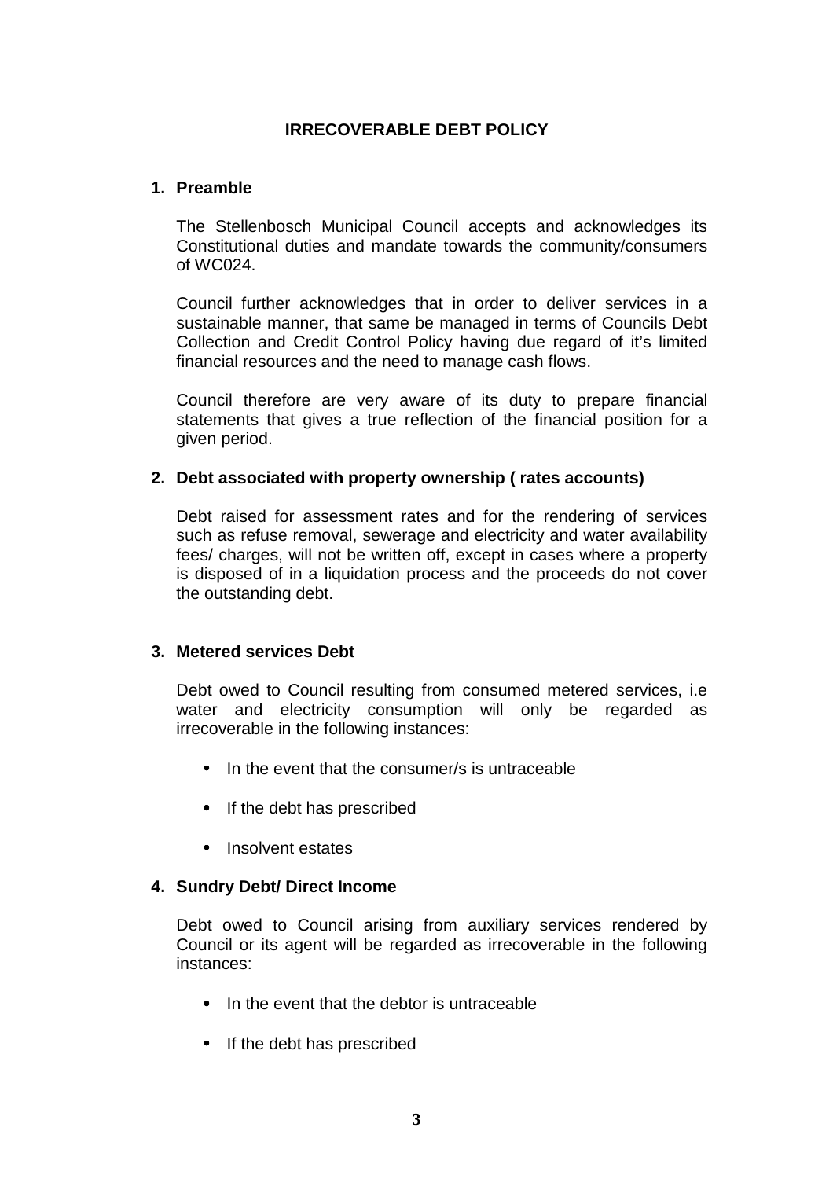# IRRECOVERABLE DEBT POLICY

## 1. Preamble

The Stellenbosch Municipal Council accepts and acknowledges its Constitutional duties and mandate towards the community/consumers of WC024.

Council further acknowledges that in order to deliver services in a sustainable manner, that same be managed in terms of Councils Debt Collection and Credit Control Policy having due regard of it's limited financial resources and the need to manage cash flows.

Council therefore are very aware of its duty to prepare financial statements that gives a true reflection of the financial position for a given period.

## 2. Debt associated with property ownership ( rates accounts)

Debt raised for assessment rates and for the rendering of services such as refuse removal, sewerage and electricity and water availability fees/ charges, will not be written off, except in cases where a property is disposed of in a liquidation process and the proceeds do not cover the outstanding debt.

## 3. Metered services Debt

Debt owed to Council resulting from consumed metered services, i.e water and electricity consumption will only be regarded as irrecoverable in the following instances:

- In the event that the consumer/s is untraceable
- If the debt has prescribed
- Insolvent estates

## 4. Sundry Debt/ Direct Income

Debt owed to Council arising from auxiliary services rendered by Council or its agent will be regarded as irrecoverable in the following instances:

- In the event that the debtor is untraceable
- If the debt has prescribed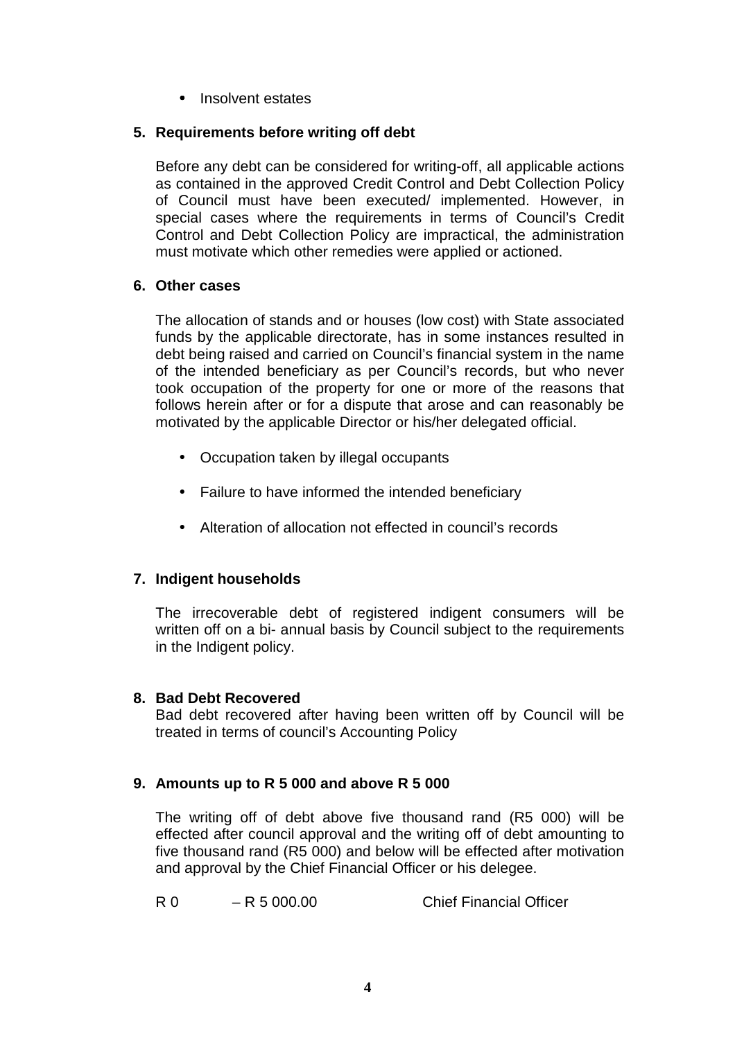- Insolvent estates

**5. Requirements before writing off debt**

Before any debt can be considered for writing-off, all applicable actions as contained in the approved Credit Control and Debt Collection Policy of Council must have been executed/ implemented. However, in special cases where the requirements in terms of Council's Credit Control and Debt Collection Policy are impractical, the administration must motivate which other remedies were applied or actioned.

**6. Other cases**

The allocation of stands and or houses (low cost) with State associated funds by the applicable directorate, has in some instances resulted in debt being raised and carried on Council's financial system in the name of the intended beneficiary as per Council's records, but who never took occupation of the property for one or more of the reasons that follows herein after or for a dispute that arose and can reasonably be motivated by the applicable Director or his/her delegated official.

- Occupation taken by illegal occupants
- Failure to have informed the intended beneficiary
- Alteration of allocation not effected in council's records

**7. Indigent households**

The irrecoverable debt of registered indigent consumers will be written off on a bi- annual basis by Council subject to the requirements in the Indigent policy.

**8. Bad Debt Recovered**

Bad debt recovered after having been written off by Council will be treated in terms of council's Accounting Policy

**9. Amounts up to R 5 000 and above R 5 000**

The writing off of debt above five thousand rand (R5 000) will be effected after council approval and the writing off of debt amounting to five thousand rand (R5 000) and below will be effected after motivation and approval by the Chief Financial Officer or his delegee.

| | | |
|---|---|---|
| R 0 | – R 5 000.00 | Chief Financial Officer |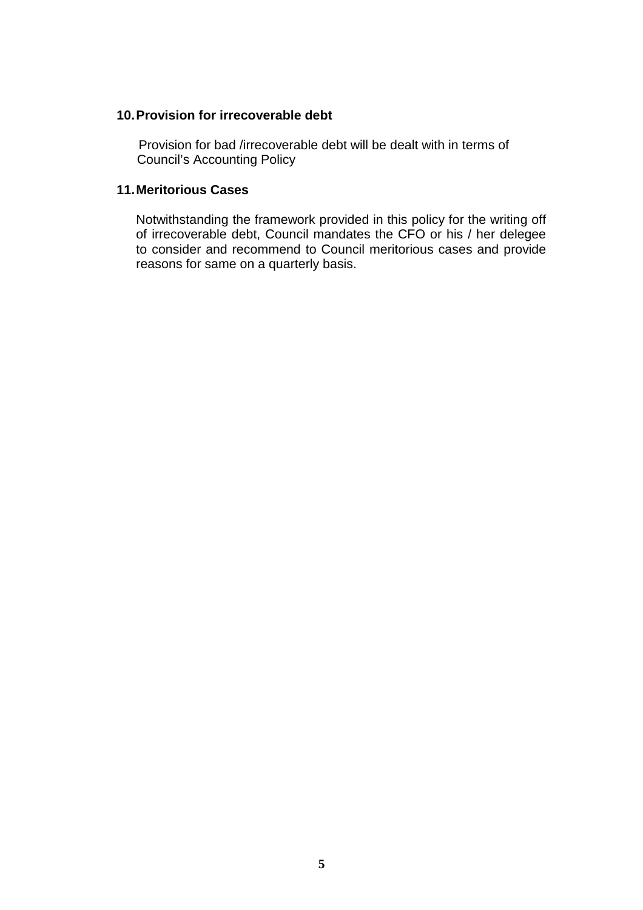## 10. Provision for irrecoverable debt

Provision for bad /irrecoverable debt will be dealt with in terms of Council's Accounting Policy

## 11. Meritorious Cases

Notwithstanding the framework provided in this policy for the writing off of irrecoverable debt, Council mandates the CFO or his / her delegee to consider and recommend to Council meritorious cases and provide reasons for same on a quarterly basis.